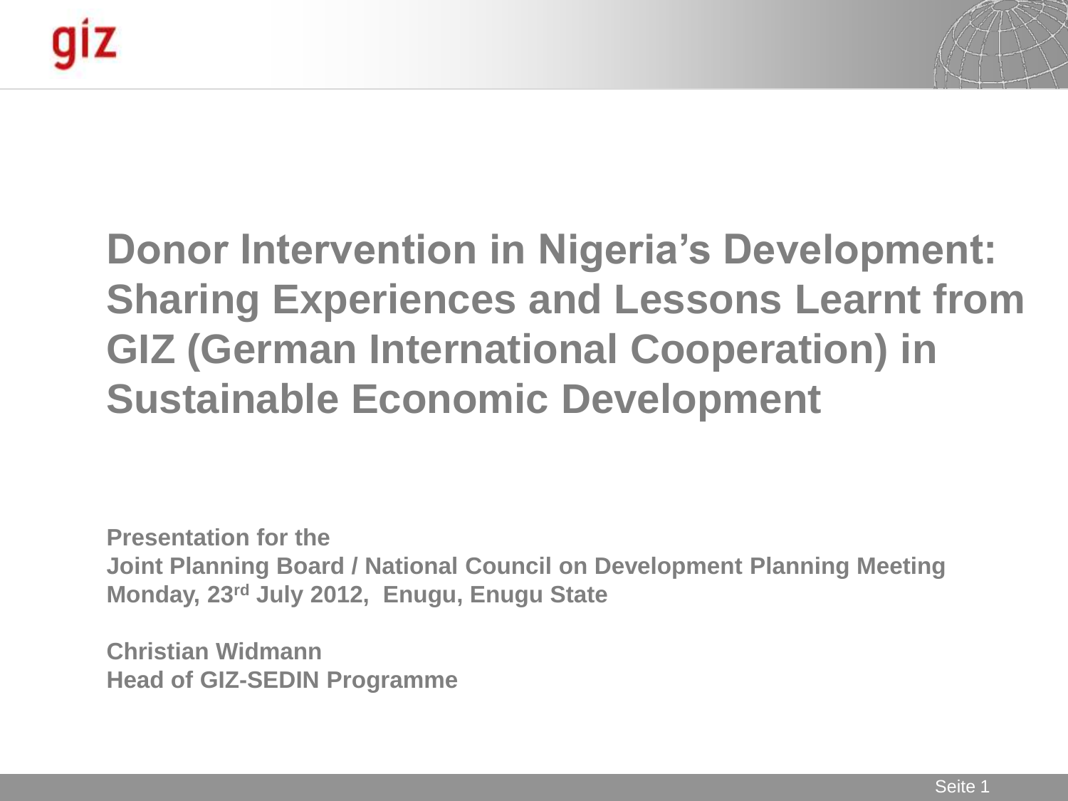# Donor Intervention in Nigeria's Development: Sharing Experiences and Lessons Learnt from GIZ (German International Cooperation) in Sustainable Economic Development

**Presentation for the**
**Joint Planning Board / National Council on Development Planning Meeting**
**Monday, 23rd July 2012, Enugu, Enugu State**

**Christian Widmann**
**Head of GIZ-SEDIN Programme**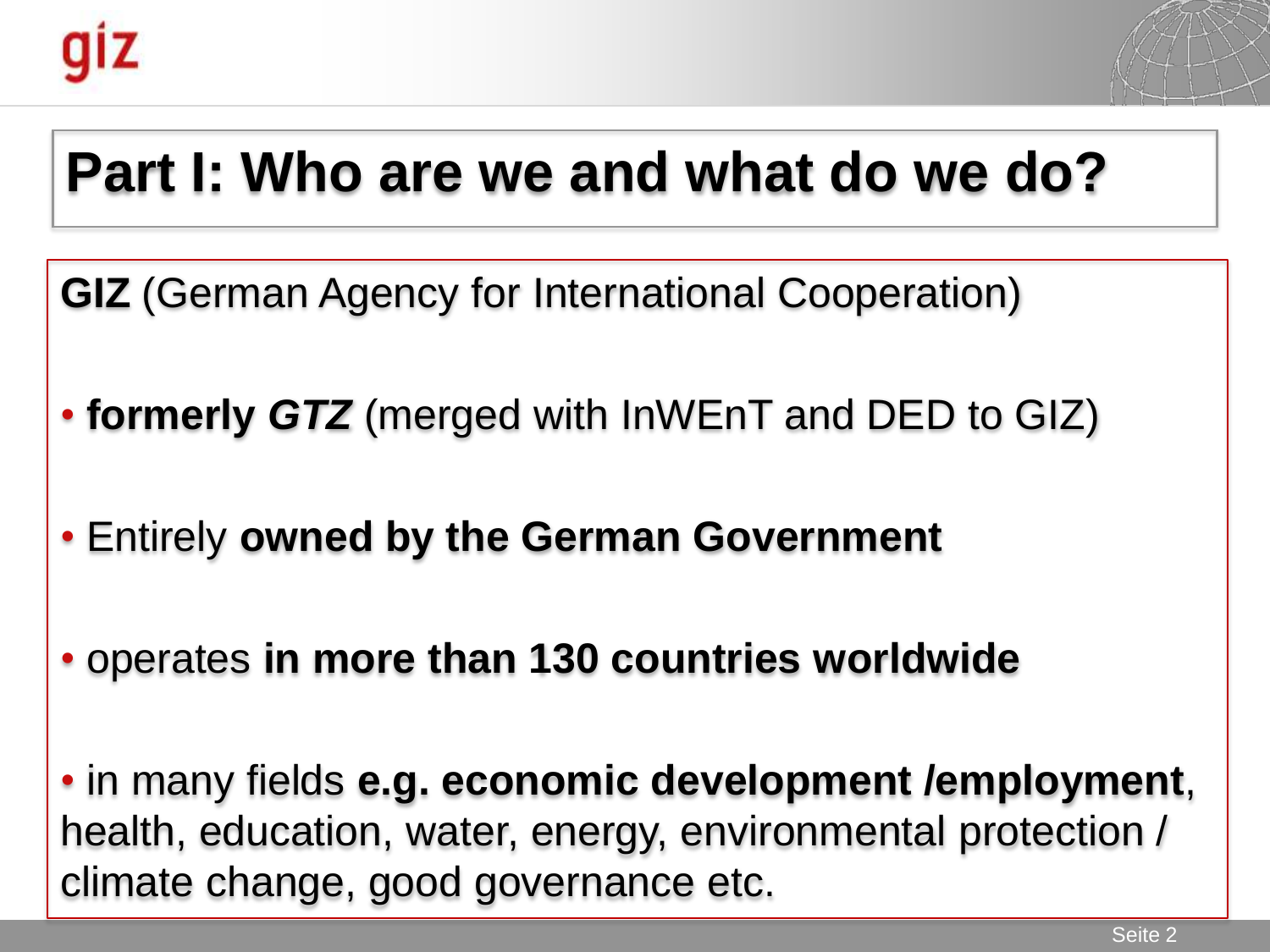# Part I: Who are we and what do we do?

**GIZ** (German Agency for International Cooperation)

- **formerly *GTZ*** (merged with InWEnT and DED to GIZ)

- Entirely **owned by the German Government**

- operates **in more than 130 countries worldwide**

- in many fields **e.g. economic development /employment**, health, education, water, energy, environmental protection / climate change, good governance etc.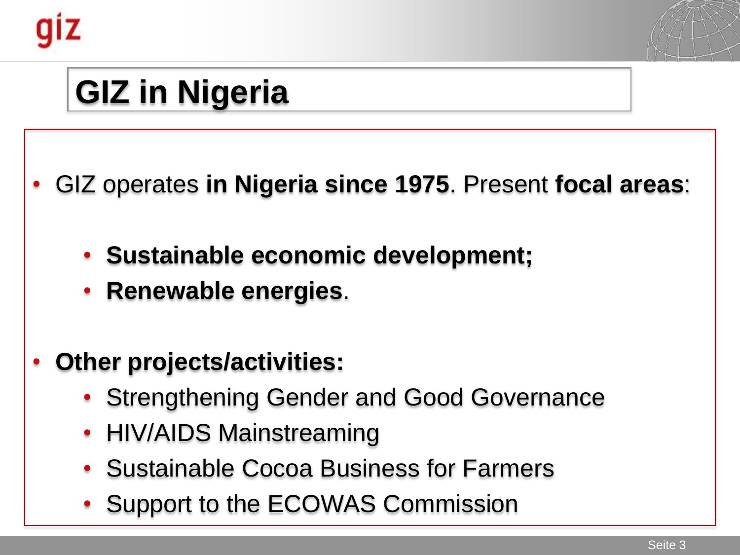# GIZ in Nigeria

- GIZ operates **in Nigeria since 1975**. Present **focal areas**:
  - **Sustainable economic development;**
  - **Renewable energies**.
- **Other projects/activities:**
  - Strengthening Gender and Good Governance
  - HIV/AIDS Mainstreaming
  - Sustainable Cocoa Business for Farmers
  - Support to the ECOWAS Commission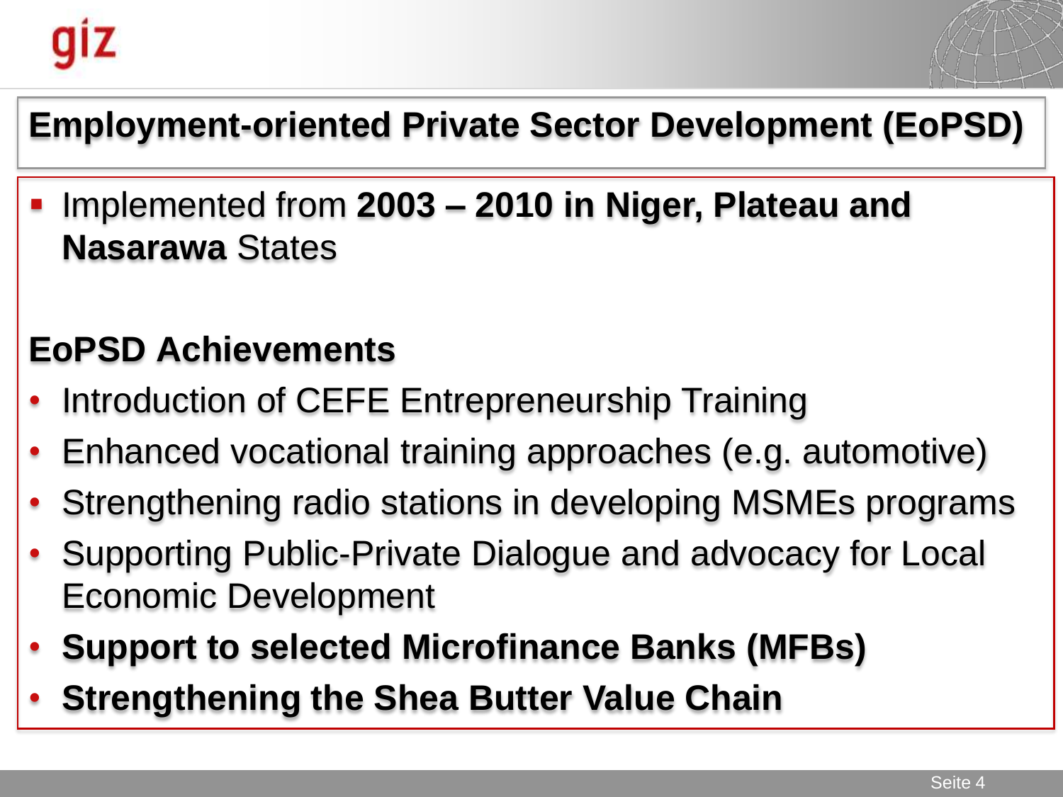# Employment-oriented Private Sector Development (EoPSD)

- Implemented from **2003 – 2010 in Niger, Plateau and Nasarawa** States

## EoPSD Achievements

- Introduction of CEFE Entrepreneurship Training
- Enhanced vocational training approaches (e.g. automotive)
- Strengthening radio stations in developing MSMEs programs
- Supporting Public-Private Dialogue and advocacy for Local Economic Development
- **Support to selected Microfinance Banks (MFBs)**
- **Strengthening the Shea Butter Value Chain**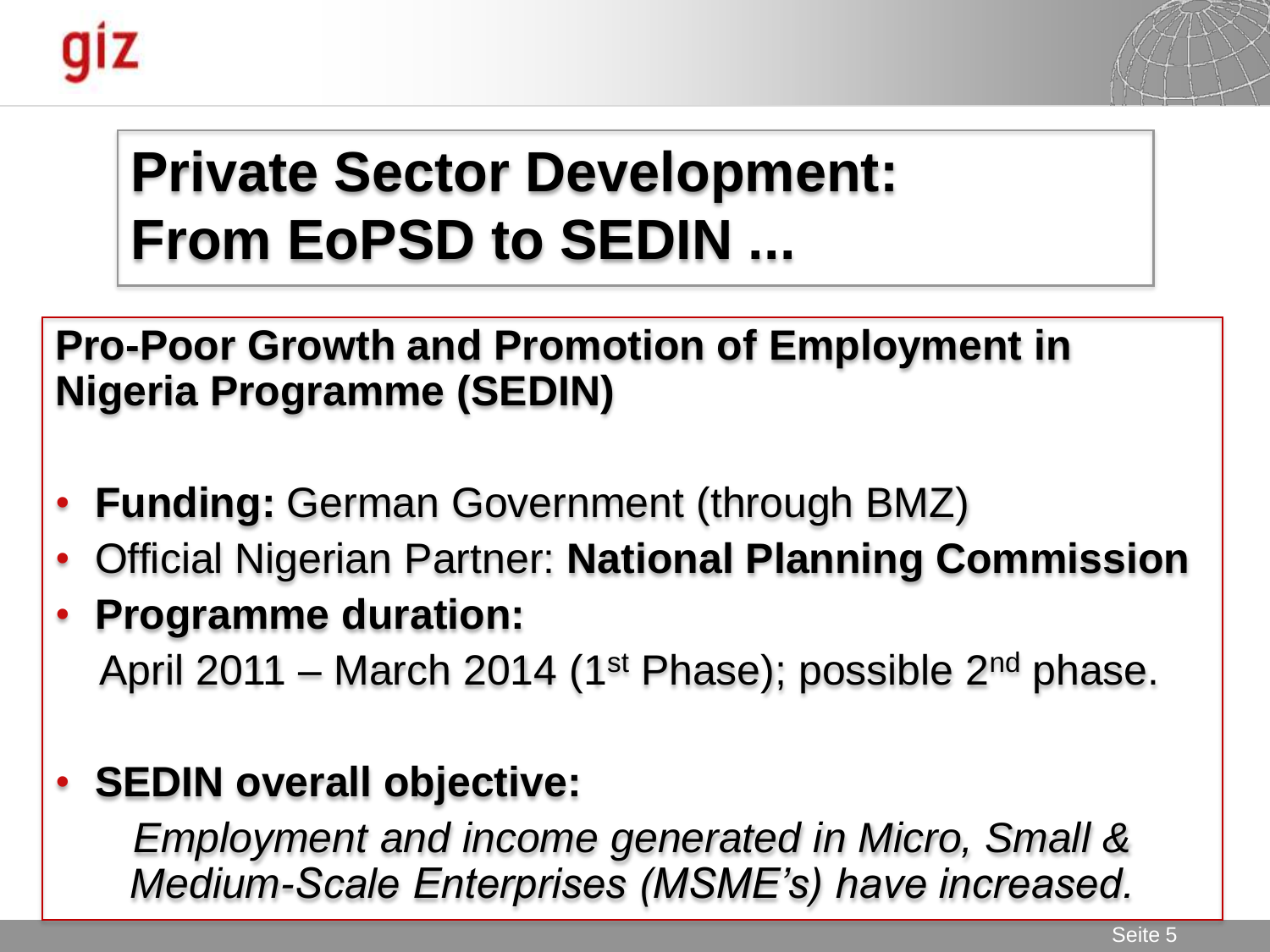# Private Sector Development: From EoPSD to SEDIN ...

## Pro-Poor Growth and Promotion of Employment in Nigeria Programme (SEDIN)

- **Funding:** German Government (through BMZ)
- Official Nigerian Partner: **National Planning Commission**
- **Programme duration:**
  April 2011 – March 2014 (1st Phase); possible 2nd phase.

- **SEDIN overall objective:**
  *Employment and income generated in Micro, Small & Medium-Scale Enterprises (MSME's) have increased.*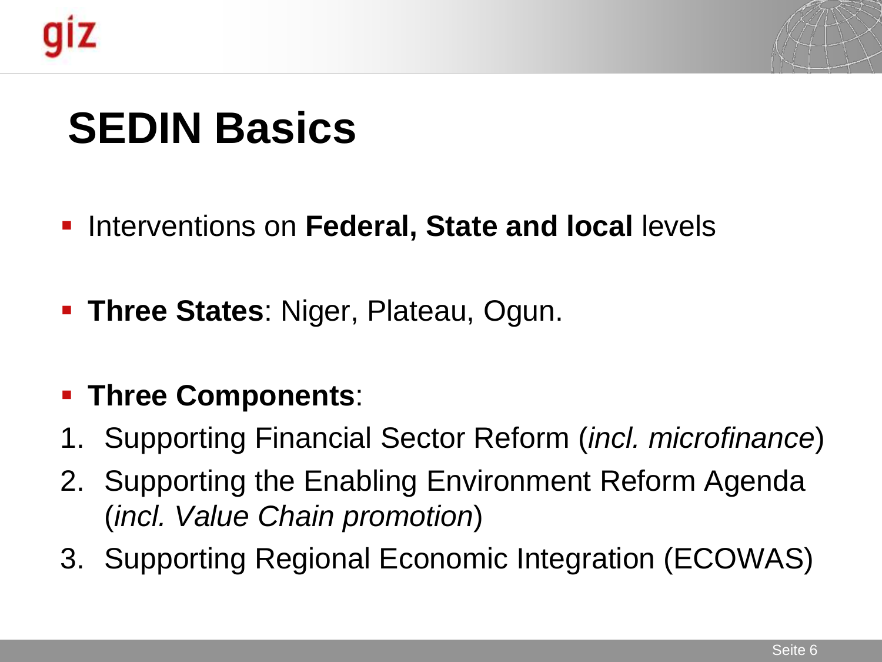# SEDIN Basics

- Interventions on **Federal, State and local** levels
- **Three States**: Niger, Plateau, Ogun.
- **Three Components**:

1. Supporting Financial Sector Reform (*incl. microfinance*)
2. Supporting the Enabling Environment Reform Agenda (*incl. Value Chain promotion*)
3. Supporting Regional Economic Integration (ECOWAS)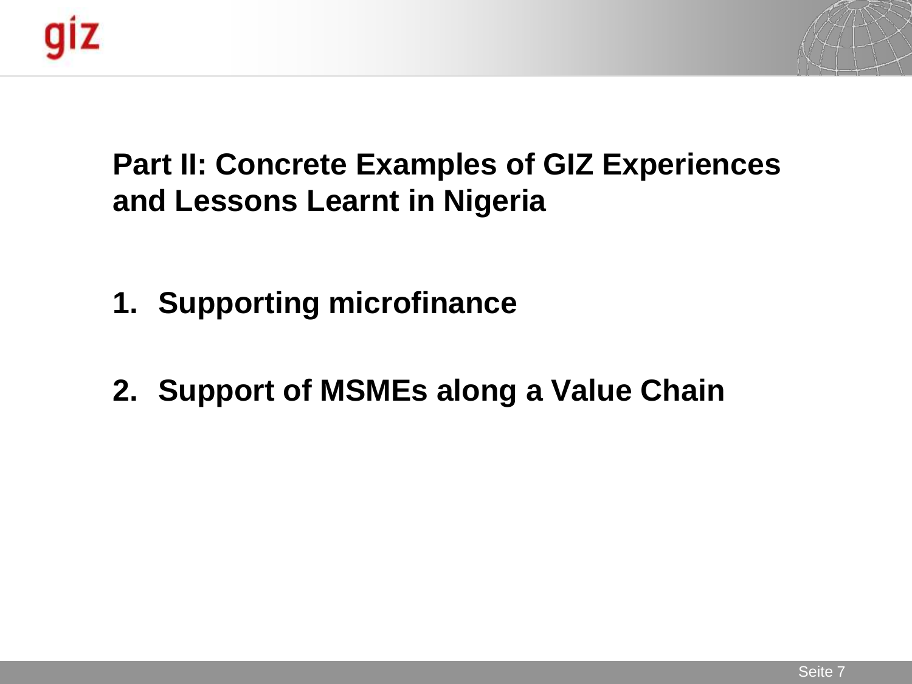# Part II: Concrete Examples of GIZ Experiences and Lessons Learnt in Nigeria

1. **Supporting microfinance**

2. **Support of MSMEs along a Value Chain**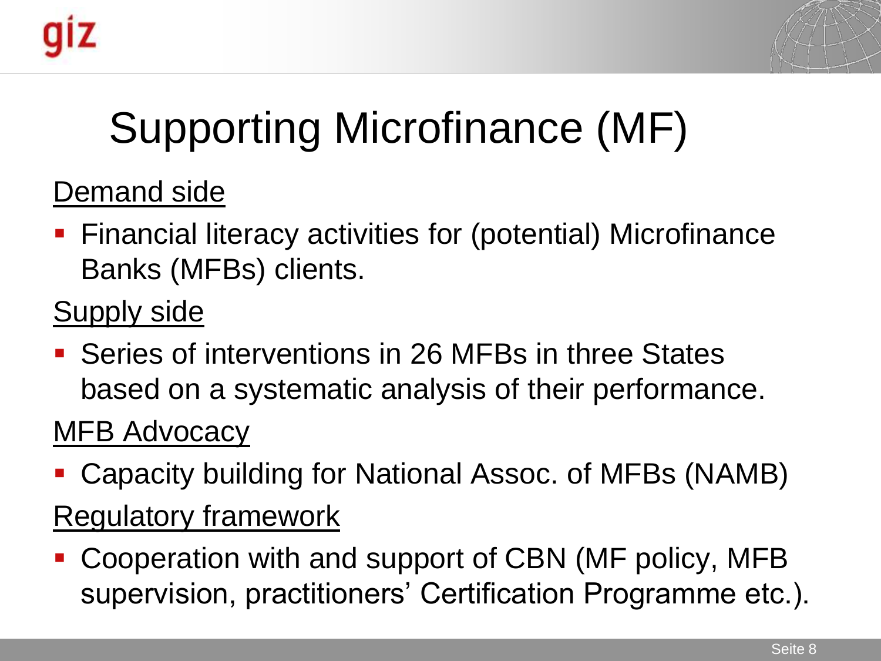# Supporting Microfinance (MF)

Demand side

- Financial literacy activities for (potential) Microfinance Banks (MFBs) clients.

Supply side

- Series of interventions in 26 MFBs in three States based on a systematic analysis of their performance.

MFB Advocacy

- Capacity building for National Assoc. of MFBs (NAMB)

Regulatory framework

- Cooperation with and support of CBN (MF policy, MFB supervision, practitioners' Certification Programme etc.).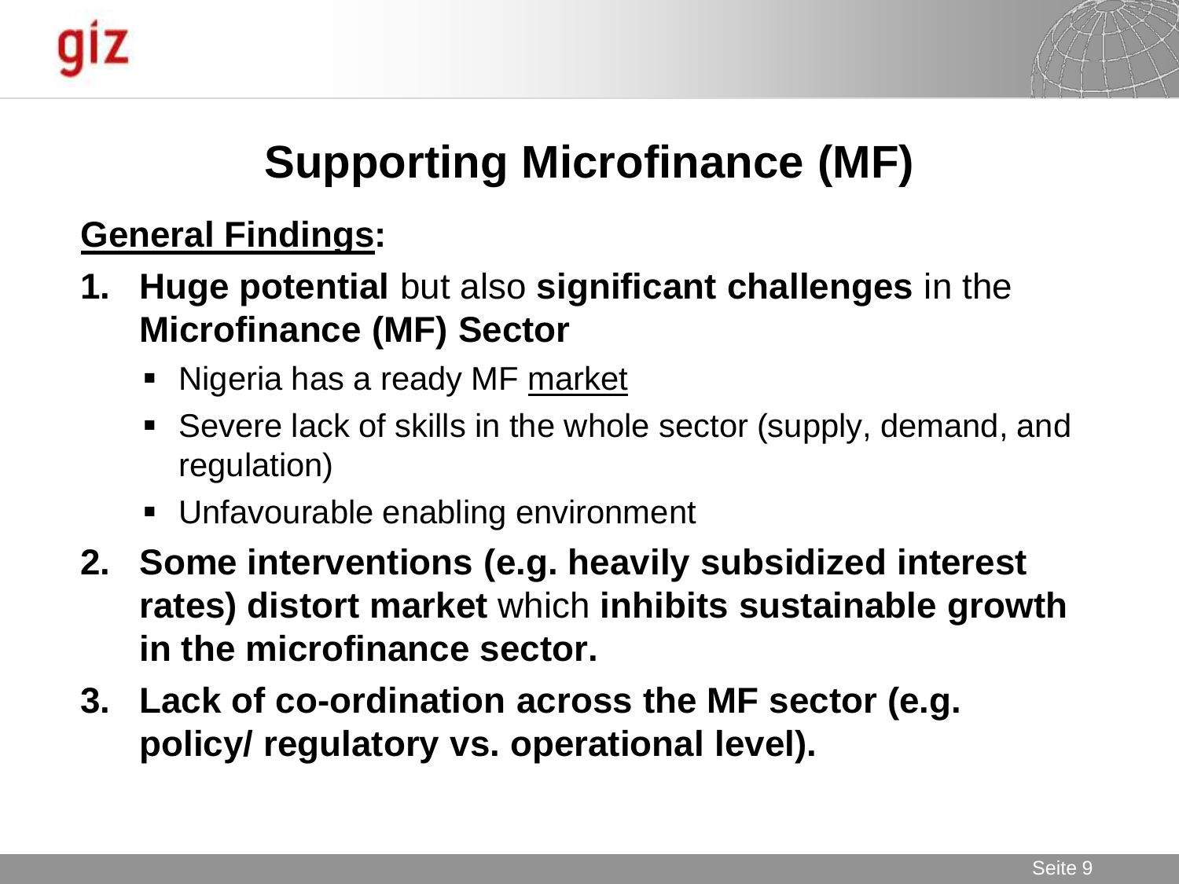# Supporting Microfinance (MF)

**General Findings:**

1. **Huge potential** but also **significant challenges** in the **Microfinance (MF) Sector**
   - Nigeria has a ready MF market
   - Severe lack of skills in the whole sector (supply, demand, and regulation)
   - Unfavourable enabling environment
2. **Some interventions (e.g. heavily subsidized interest rates) distort market** which **inhibits sustainable growth in the microfinance sector.**
3. **Lack of co-ordination across the MF sector (e.g. policy/ regulatory vs. operational level).**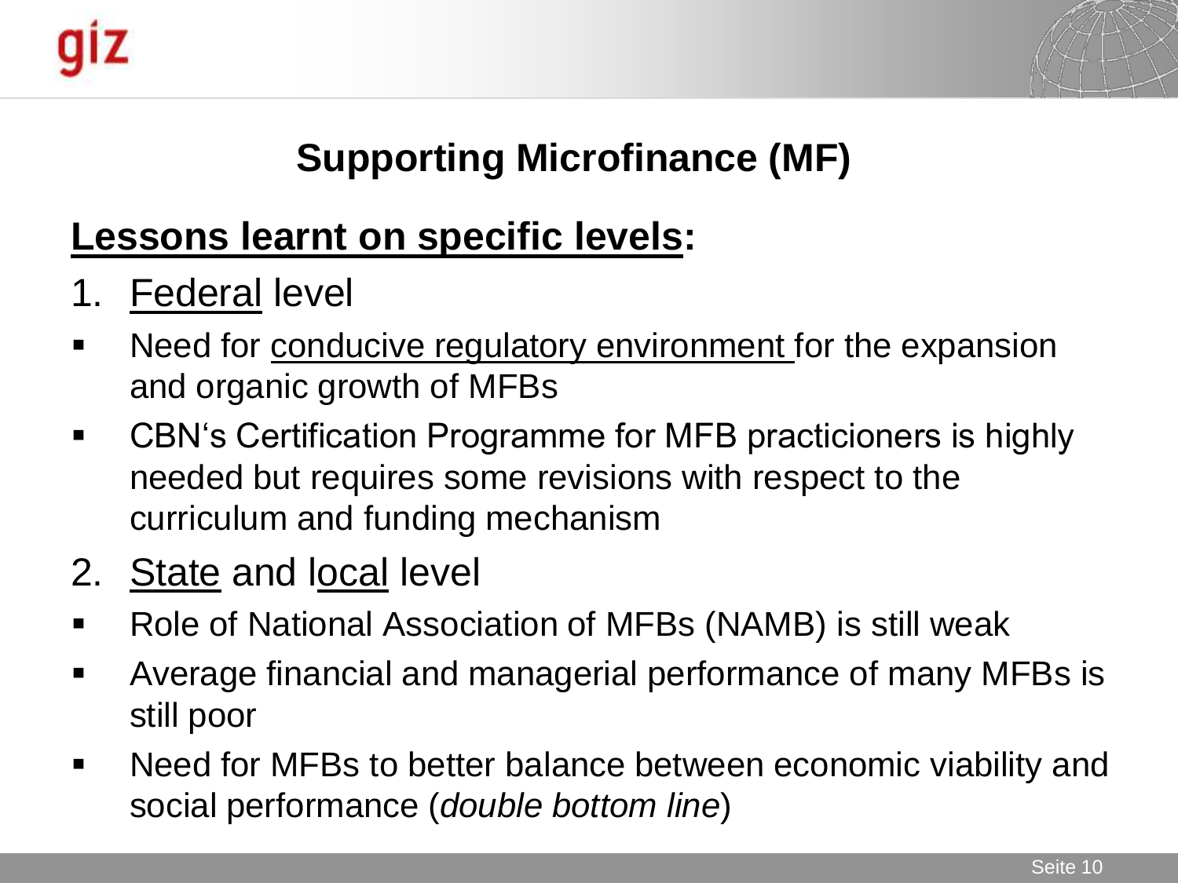# Supporting Microfinance (MF)

## Lessons learnt on specific levels:

1. Federal level

- Need for conducive regulatory environment for the expansion and organic growth of MFBs
- CBN's Certification Programme for MFB practicioners is highly needed but requires some revisions with respect to the curriculum and funding mechanism

2. State and local level

- Role of National Association of MFBs (NAMB) is still weak
- Average financial and managerial performance of many MFBs is still poor
- Need for MFBs to better balance between economic viability and social performance (*double bottom line*)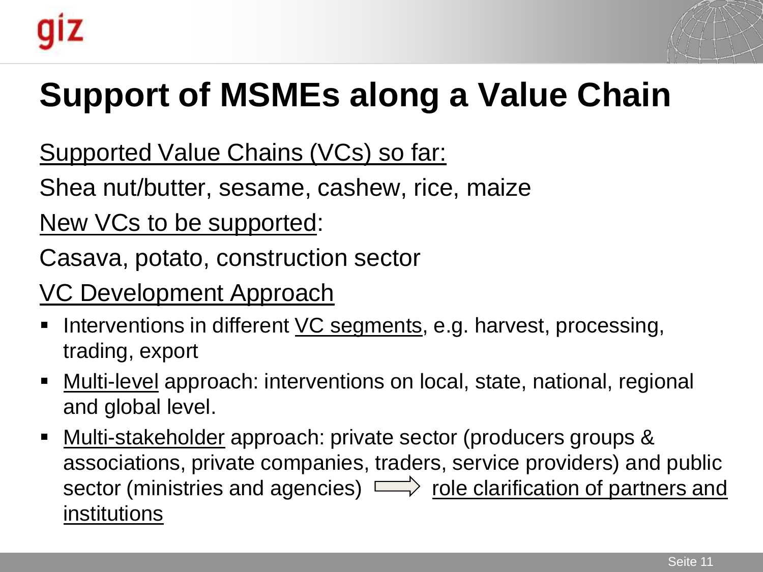# Support of MSMEs along a Value Chain

Supported Value Chains (VCs) so far:

Shea nut/butter, sesame, cashew, rice, maize

New VCs to be supported:

Casava, potato, construction sector

VC Development Approach

- Interventions in different VC segments, e.g. harvest, processing, trading, export
- Multi-level approach: interventions on local, state, national, regional and global level.
- Multi-stakeholder approach: private sector (producers groups & associations, private companies, traders, service providers) and public sector (ministries and agencies) ⟹ role clarification of partners and institutions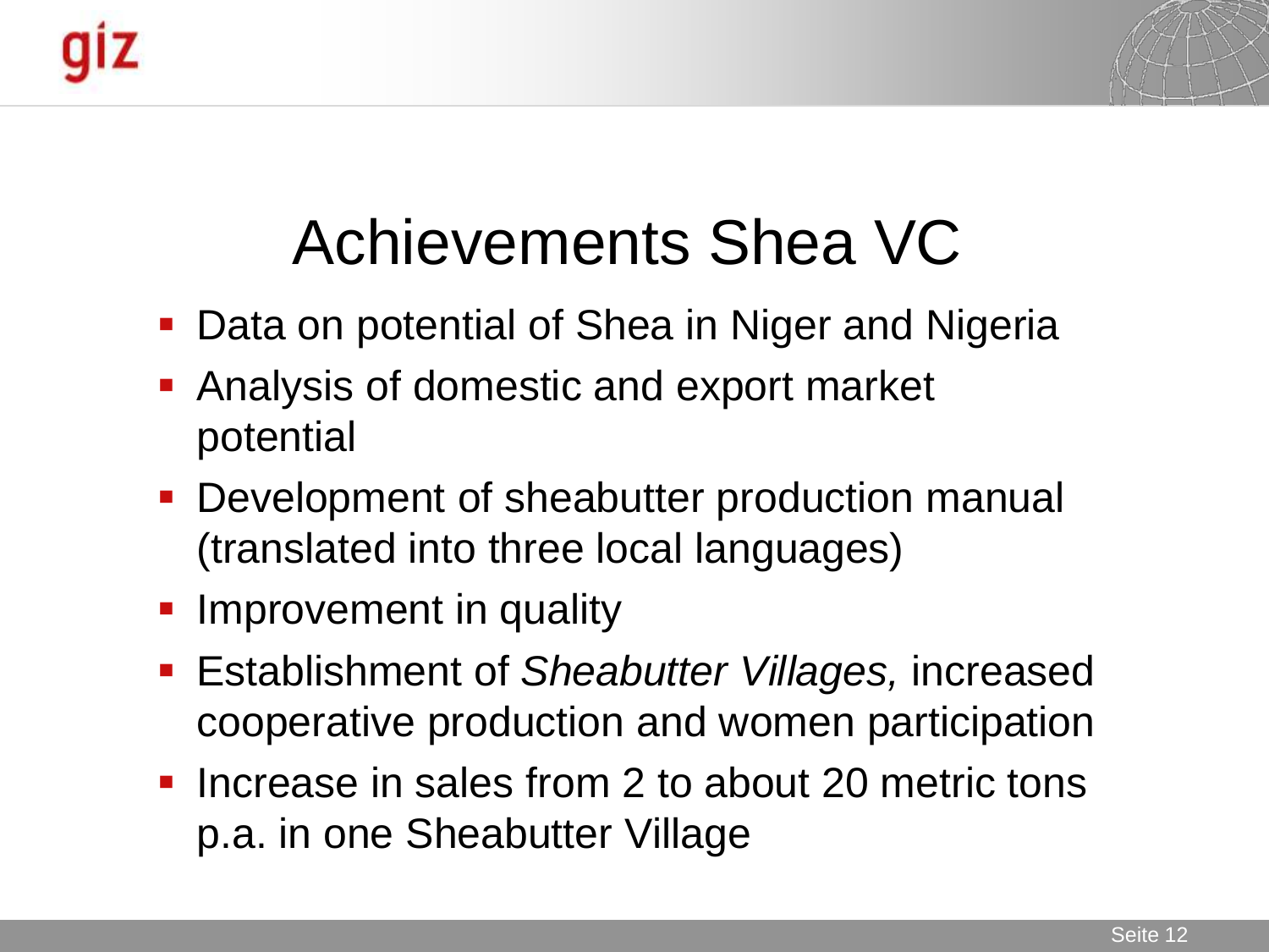# Achievements Shea VC

- Data on potential of Shea in Niger and Nigeria
- Analysis of domestic and export market potential
- Development of sheabutter production manual (translated into three local languages)
- Improvement in quality
- Establishment of *Sheabutter Villages,* increased cooperative production and women participation
- Increase in sales from 2 to about 20 metric tons p.a. in one Sheabutter Village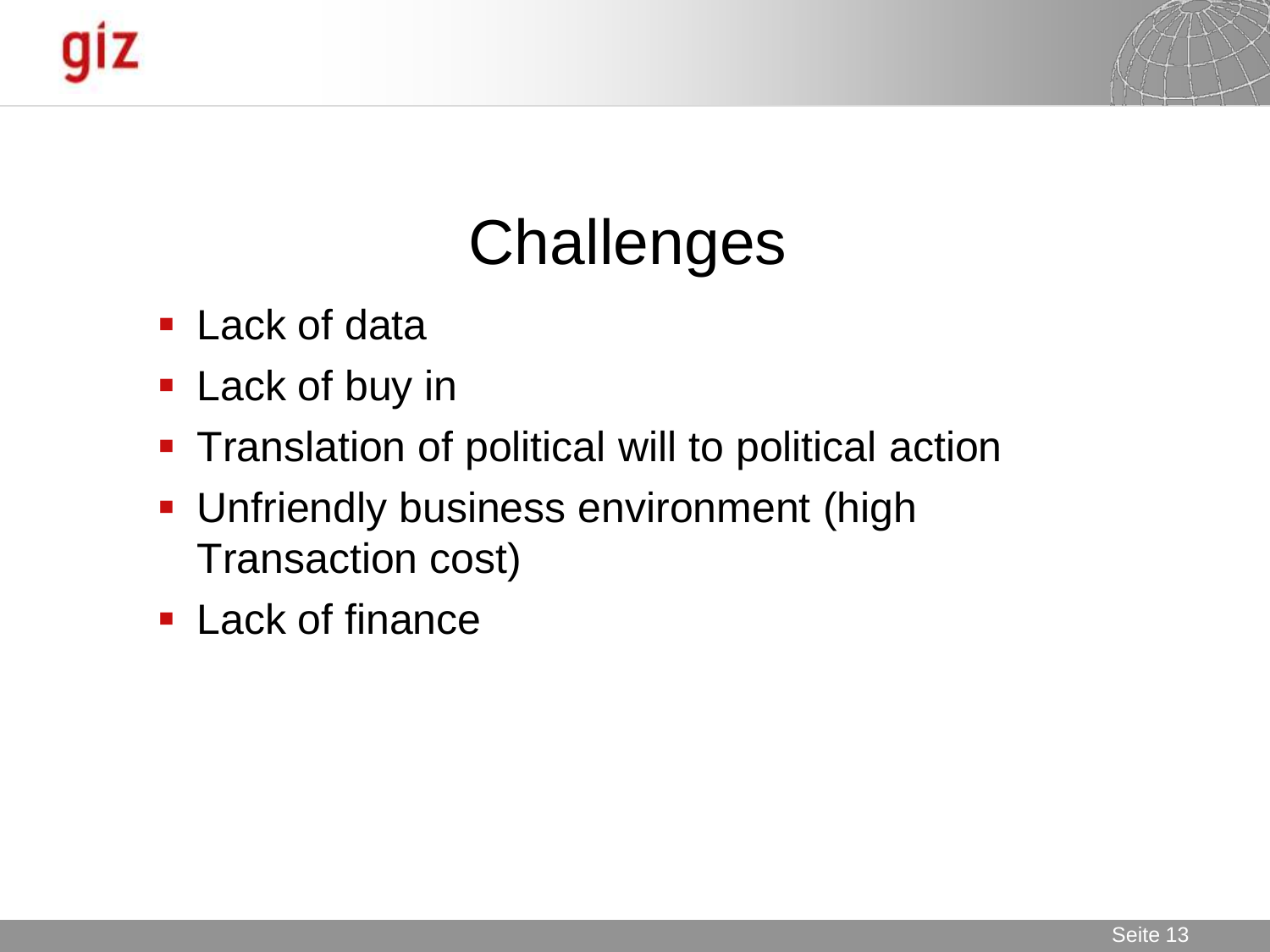# Challenges

- Lack of data
- Lack of buy in
- Translation of political will to political action
- Unfriendly business environment (high Transaction cost)
- Lack of finance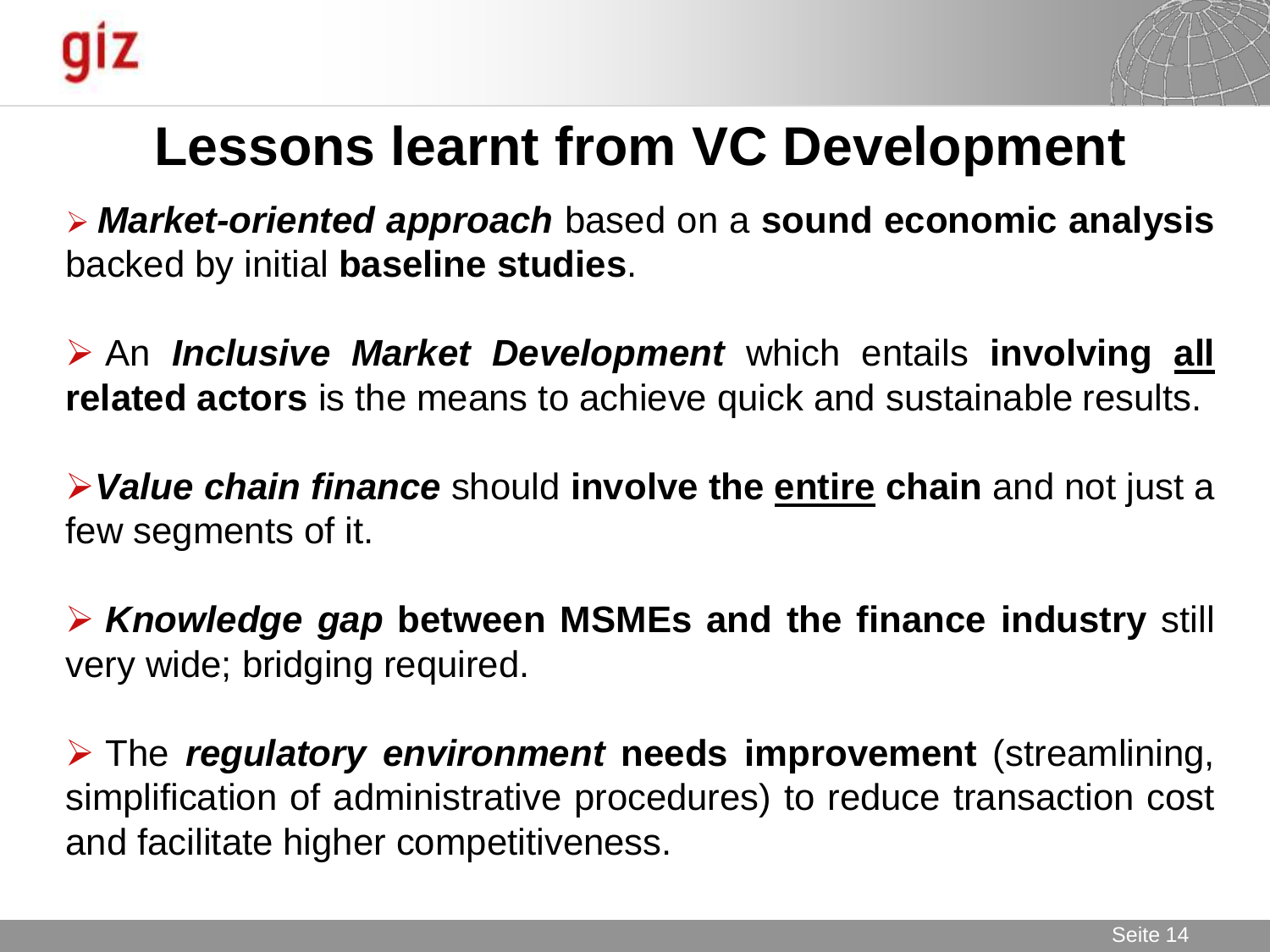# Lessons learnt from VC Development

- ***Market-oriented approach*** based on a **sound economic analysis** backed by initial **baseline studies**.

- An ***Inclusive Market Development*** which entails **involving <u>all</u> related actors** is the means to achieve quick and sustainable results.

- ***Value chain finance*** should **involve the <u>entire</u> chain** and not just a few segments of it.

- ***Knowledge gap*** **between MSMEs and the finance industry** still very wide; bridging required.

- The ***regulatory environment*** **needs improvement** (streamlining, simplification of administrative procedures) to reduce transaction cost and facilitate higher competitiveness.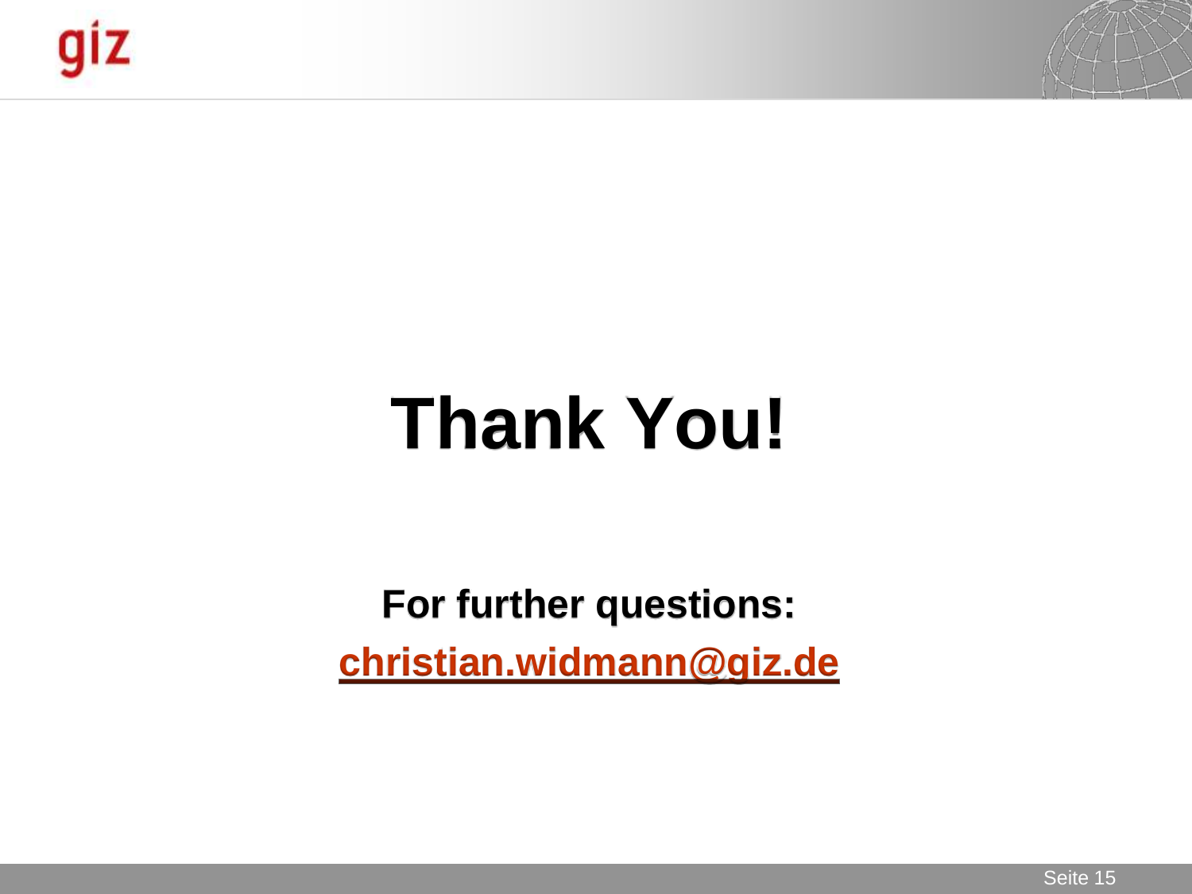# Thank You!

**For further questions:**

**christian.widmann@giz.de**